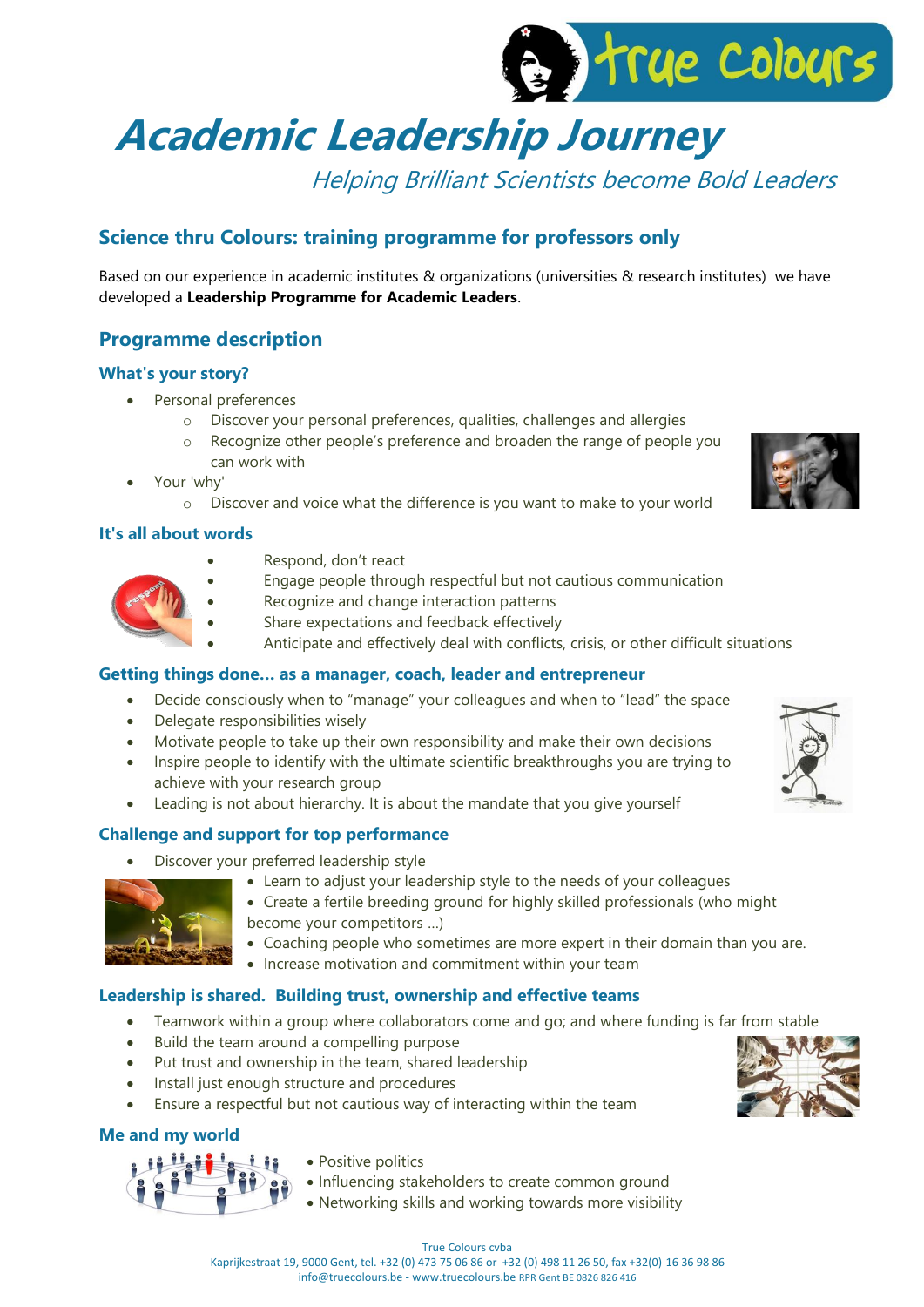# Academic Leadership Journey

*Helping Brilliant Scientists become Bold Leaders*

## Science thru Colours: training programme for professors only

Based on our experience in academic institutes & organizations (universities & research institutes) we have developed a **Leadership Programme for Academic Leaders**.

## Programme description

### What's your story?

- Personal preferences
  - Discover your personal preferences, qualities, challenges and allergies
  - Recognize other people's preference and broaden the range of people you can work with
- Your 'why'
  - Discover and voice what the difference is you want to make to your world

### It's all about words

- Respond, don't react
- Engage people through respectful but not cautious communication
- Recognize and change interaction patterns
- Share expectations and feedback effectively
- Anticipate and effectively deal with conflicts, crisis, or other difficult situations

### Getting things done… as a manager, coach, leader and entrepreneur

- Decide consciously when to "manage" your colleagues and when to "lead" the space
- Delegate responsibilities wisely
- Motivate people to take up their own responsibility and make their own decisions
- Inspire people to identify with the ultimate scientific breakthroughs you are trying to achieve with your research group
- Leading is not about hierarchy. It is about the mandate that you give yourself

### Challenge and support for top performance

- Discover your preferred leadership style
- Learn to adjust your leadership style to the needs of your colleagues
- Create a fertile breeding ground for highly skilled professionals (who might become your competitors …)
- Coaching people who sometimes are more expert in their domain than you are.
- Increase motivation and commitment within your team

### Leadership is shared. Building trust, ownership and effective teams

- Teamwork within a group where collaborators come and go; and where funding is far from stable
- Build the team around a compelling purpose
- Put trust and ownership in the team, shared leadership
- Install just enough structure and procedures
- Ensure a respectful but not cautious way of interacting within the team

### Me and my world

- Positive politics
- Influencing stakeholders to create common ground
- Networking skills and working towards more visibility

True Colours cvba
Kaprijkestraat 19, 9000 Gent, tel. +32 (0) 473 75 06 86 or +32 (0) 498 11 26 50, fax +32(0) 16 36 98 86
info@truecolours.be - www.truecolours.be RPR Gent BE 0826 826 416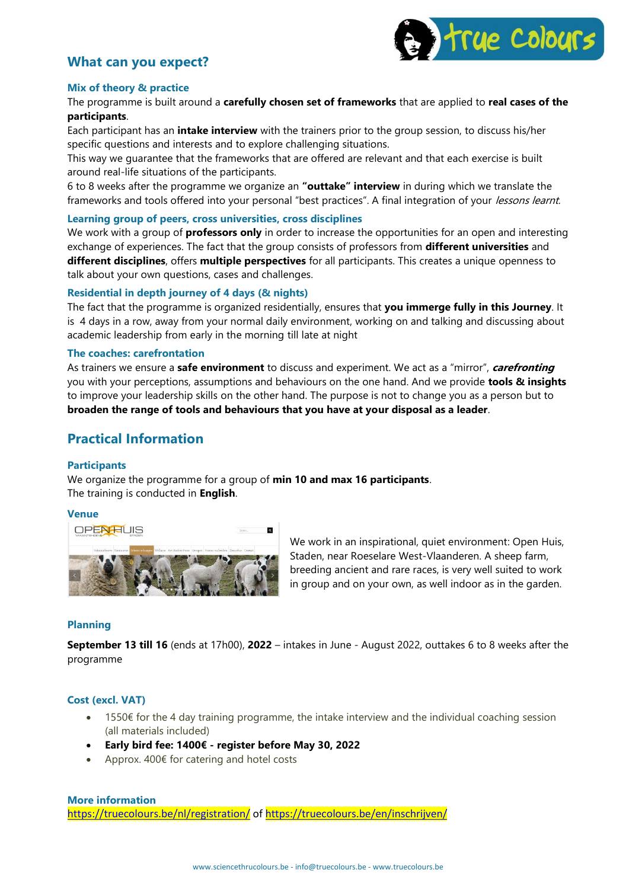## What can you expect?

### Mix of theory & practice

The programme is built around a **carefully chosen set of frameworks** that are applied to **real cases of the participants**.

Each participant has an **intake interview** with the trainers prior to the group session, to discuss his/her specific questions and interests and to explore challenging situations.

This way we guarantee that the frameworks that are offered are relevant and that each exercise is built around real-life situations of the participants.

6 to 8 weeks after the programme we organize an **"outtake" interview** in during which we translate the frameworks and tools offered into your personal "best practices". A final integration of your *lessons learnt.*

### Learning group of peers, cross universities, cross disciplines

We work with a group of **professors only** in order to increase the opportunities for an open and interesting exchange of experiences. The fact that the group consists of professors from **different universities** and **different disciplines**, offers **multiple perspectives** for all participants. This creates a unique openness to talk about your own questions, cases and challenges.

### Residential in depth journey of 4 days (& nights)

The fact that the programme is organized residentially, ensures that **you immerge fully in this Journey**. It is 4 days in a row, away from your normal daily environment, working on and talking and discussing about academic leadership from early in the morning till late at night

### The coaches: carefrontation

As trainers we ensure a **safe environment** to discuss and experiment. We act as a "mirror", ***carefronting*** you with your perceptions, assumptions and behaviours on the one hand. And we provide **tools & insights** to improve your leadership skills on the other hand. The purpose is not to change you as a person but to **broaden the range of tools and behaviours that you have at your disposal as a leader**.

## Practical Information

### Participants

We organize the programme for a group of **min 10 and max 16 participants**.
The training is conducted in **English**.

### Venue

We work in an inspirational, quiet environment: Open Huis, Staden, near Roeselare West-Vlaanderen. A sheep farm, breeding ancient and rare races, is very well suited to work in group and on your own, as well indoor as in the garden.

### Planning

**September 13 till 16** (ends at 17h00), **2022** – intakes in June - August 2022, outtakes 6 to 8 weeks after the programme

### Cost (excl. VAT)

- 1550€ for the 4 day training programme, the intake interview and the individual coaching session (all materials included)
- **Early bird fee: 1400€ - register before May 30, 2022**
- Approx. 400€ for catering and hotel costs

### More information

https://truecolours.be/nl/registration/ of https://truecolours.be/en/inschrijven/